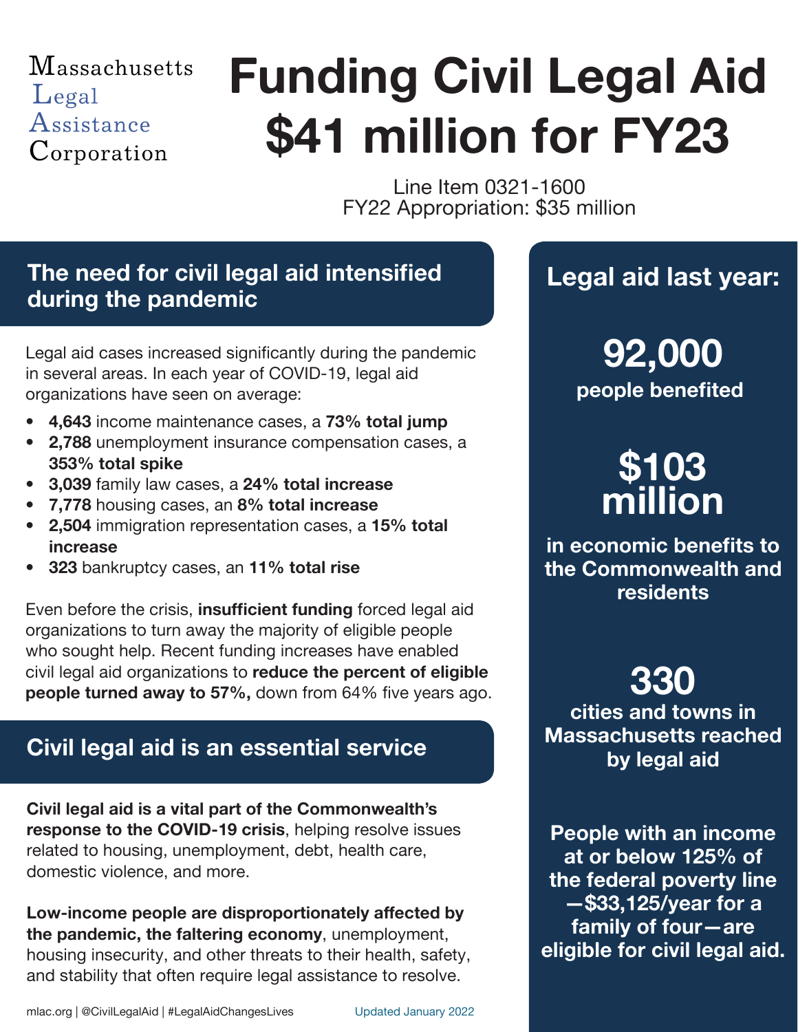Massachusetts Legal Assistance Corporation

# Funding Civil Legal Aid $41 million for FY23

Line Item 0321-1600
FY22 Appropriation: $35 million

## The need for civil legal aid intensified during the pandemic

Legal aid cases increased significantly during the pandemic in several areas. In each year of COVID-19, legal aid organizations have seen on average:

- **4,643** income maintenance cases, a **73% total jump**
- **2,788** unemployment insurance compensation cases, a **353% total spike**
- **3,039** family law cases, a **24% total increase**
- **7,778** housing cases, an **8% total increase**
- **2,504** immigration representation cases, a **15% total increase**
- **323** bankruptcy cases, an **11% total rise**

Even before the crisis, **insufficient funding** forced legal aid organizations to turn away the majority of eligible people who sought help. Recent funding increases have enabled civil legal aid organizations to **reduce the percent of eligible people turned away to 57%,** down from 64% five years ago.

## Civil legal aid is an essential service

**Civil legal aid is a vital part of the Commonwealth's response to the COVID-19 crisis**, helping resolve issues related to housing, unemployment, debt, health care, domestic violence, and more.

**Low-income people are disproportionately affected by the pandemic, the faltering economy**, unemployment, housing insecurity, and other threats to their health, safety, and stability that often require legal assistance to resolve.

## Legal aid last year:

**92,000**
**people benefited**

**$103 million**
**in economic benefits to the Commonwealth and residents**

**330**
**cities and towns in Massachusetts reached by legal aid**

**People with an income at or below 125% of the federal poverty line—$33,125/year for a family of four—are eligible for civil legal aid.**

mlac.org | @CivilLegalAid | #LegalAidChangesLives

Updated January 2022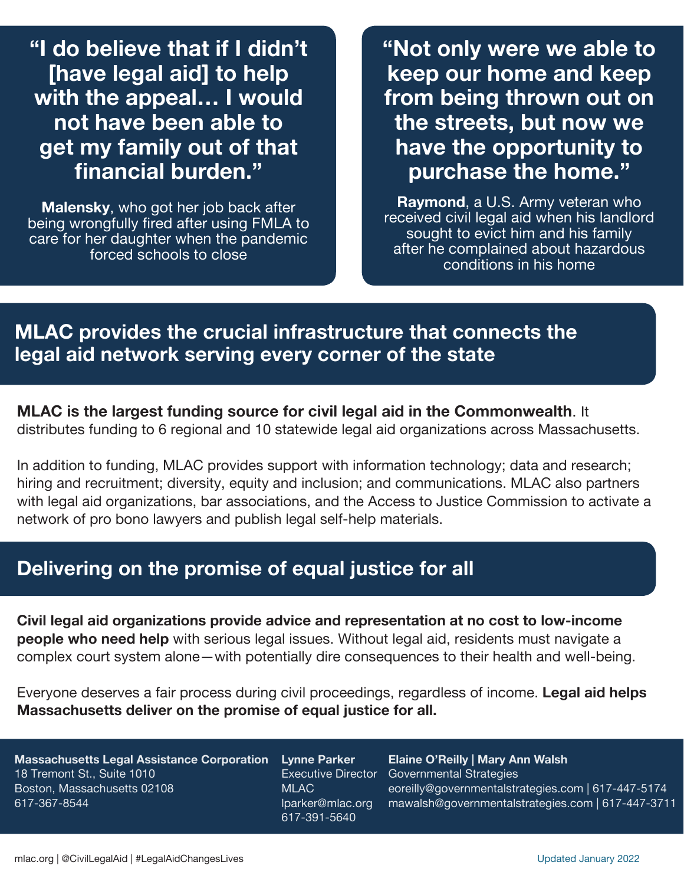**"I do believe that if I didn't [have legal aid] to help with the appeal… I would not have been able to get my family out of that financial burden."**

**Malensky**, who got her job back after being wrongfully fired after using FMLA to care for her daughter when the pandemic forced schools to close

**"Not only were we able to keep our home and keep from being thrown out on the streets, but now we have the opportunity to purchase the home."**

**Raymond**, a U.S. Army veteran who received civil legal aid when his landlord sought to evict him and his family after he complained about hazardous conditions in his home

## MLAC provides the crucial infrastructure that connects the legal aid network serving every corner of the state

**MLAC is the largest funding source for civil legal aid in the Commonwealth**. It distributes funding to 6 regional and 10 statewide legal aid organizations across Massachusetts.

In addition to funding, MLAC provides support with information technology; data and research; hiring and recruitment; diversity, equity and inclusion; and communications. MLAC also partners with legal aid organizations, bar associations, and the Access to Justice Commission to activate a network of pro bono lawyers and publish legal self-help materials.

## Delivering on the promise of equal justice for all

**Civil legal aid organizations provide advice and representation at no cost to low-income people who need help** with serious legal issues. Without legal aid, residents must navigate a complex court system alone—with potentially dire consequences to their health and well-being.

Everyone deserves a fair process during civil proceedings, regardless of income. **Legal aid helps Massachusetts deliver on the promise of equal justice for all.**

**Massachusetts Legal Assistance Corporation**
18 Tremont St., Suite 1010
Boston, Massachusetts 02108
617-367-8544

**Lynne Parker**
Executive Director
MLAC
lparker@mlac.org
617-391-5640

**Elaine O'Reilly | Mary Ann Walsh**
Governmental Strategies
eoreilly@governmentalstrategies.com | 617-447-5174
mawalsh@governmentalstrategies.com | 617-447-3711

mlac.org | @CivilLegalAid | #LegalAidChangesLives

Updated January 2022